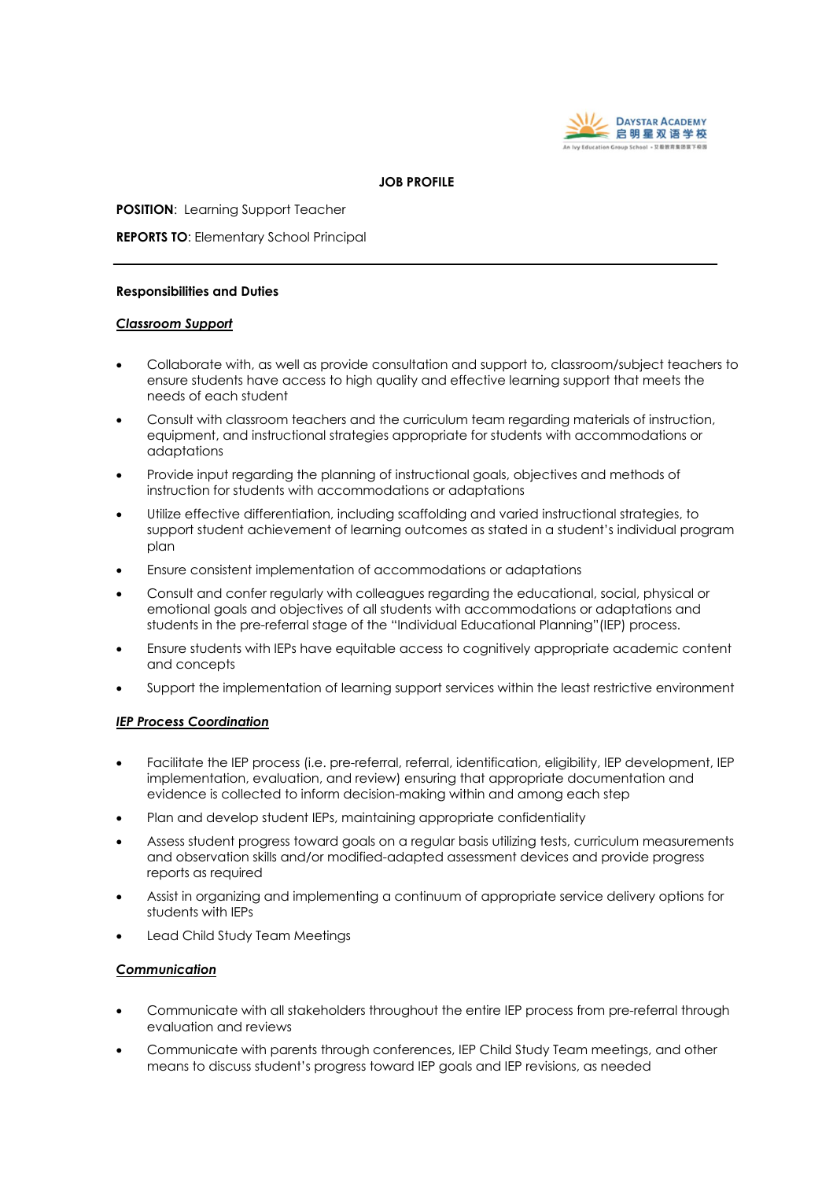# JOB PROFILE

**POSITION**: Learning Support Teacher

**REPORTS TO**: Elementary School Principal

---

### Responsibilities and Duties

***Classroom Support***

- Collaborate with, as well as provide consultation and support to, classroom/subject teachers to ensure students have access to high quality and effective learning support that meets the needs of each student
- Consult with classroom teachers and the curriculum team regarding materials of instruction, equipment, and instructional strategies appropriate for students with accommodations or adaptations
- Provide input regarding the planning of instructional goals, objectives and methods of instruction for students with accommodations or adaptations
- Utilize effective differentiation, including scaffolding and varied instructional strategies, to support student achievement of learning outcomes as stated in a student's individual program plan
- Ensure consistent implementation of accommodations or adaptations
- Consult and confer regularly with colleagues regarding the educational, social, physical or emotional goals and objectives of all students with accommodations or adaptations and students in the pre-referral stage of the "Individual Educational Planning"(IEP) process.
- Ensure students with IEPs have equitable access to cognitively appropriate academic content and concepts
- Support the implementation of learning support services within the least restrictive environment

***IEP Process Coordination***

- Facilitate the IEP process (i.e. pre-referral, referral, identification, eligibility, IEP development, IEP implementation, evaluation, and review) ensuring that appropriate documentation and evidence is collected to inform decision-making within and among each step
- Plan and develop student IEPs, maintaining appropriate confidentiality
- Assess student progress toward goals on a regular basis utilizing tests, curriculum measurements and observation skills and/or modified-adapted assessment devices and provide progress reports as required
- Assist in organizing and implementing a continuum of appropriate service delivery options for students with IEPs
- Lead Child Study Team Meetings

***Communication***

- Communicate with all stakeholders throughout the entire IEP process from pre-referral through evaluation and reviews
- Communicate with parents through conferences, IEP Child Study Team meetings, and other means to discuss student's progress toward IEP goals and IEP revisions, as needed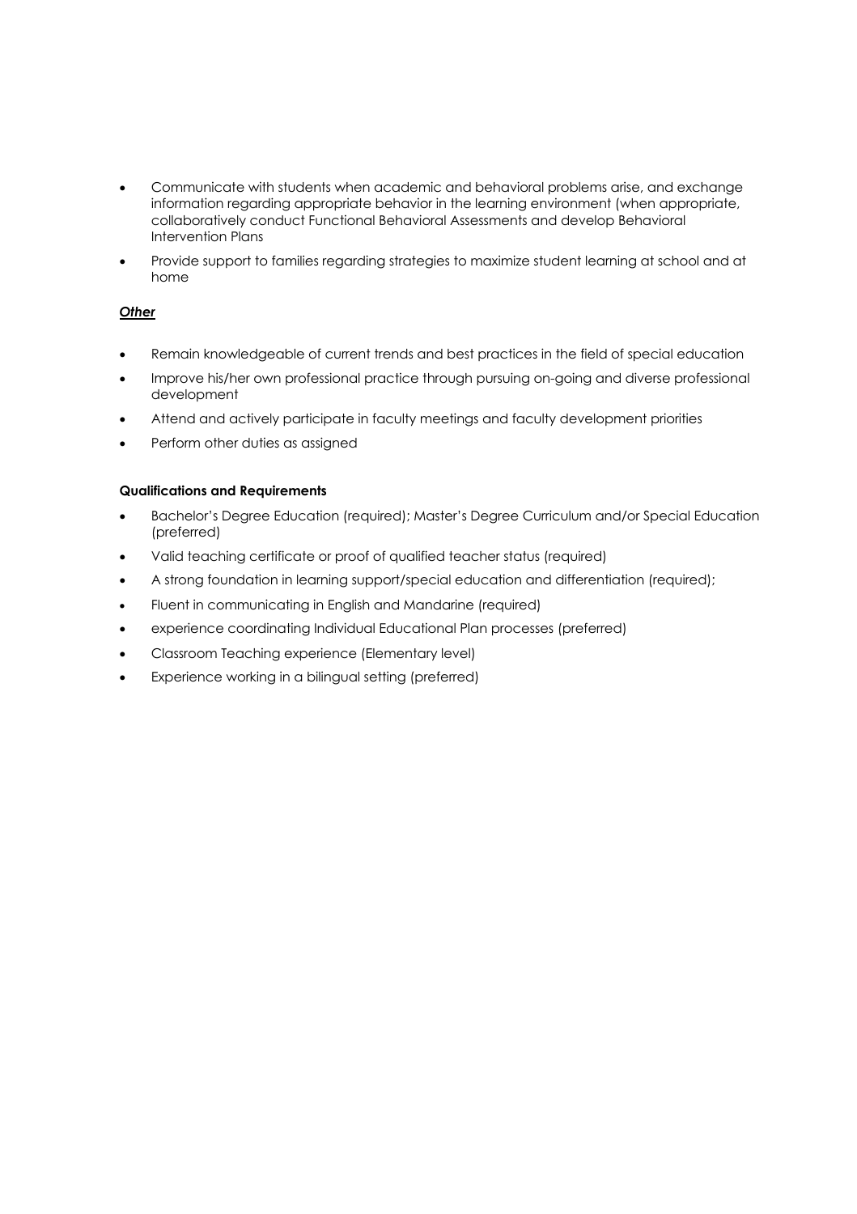- Communicate with students when academic and behavioral problems arise, and exchange information regarding appropriate behavior in the learning environment (when appropriate, collaboratively conduct Functional Behavioral Assessments and develop Behavioral Intervention Plans
- Provide support to families regarding strategies to maximize student learning at school and at home

***Other***

- Remain knowledgeable of current trends and best practices in the field of special education
- Improve his/her own professional practice through pursuing on-going and diverse professional development
- Attend and actively participate in faculty meetings and faculty development priorities
- Perform other duties as assigned

**Qualifications and Requirements**

- Bachelor's Degree Education (required); Master's Degree Curriculum and/or Special Education (preferred)
- Valid teaching certificate or proof of qualified teacher status (required)
- A strong foundation in learning support/special education and differentiation (required);
- Fluent in communicating in English and Mandarine (required)
- experience coordinating Individual Educational Plan processes (preferred)
- Classroom Teaching experience (Elementary level)
- Experience working in a bilingual setting (preferred)